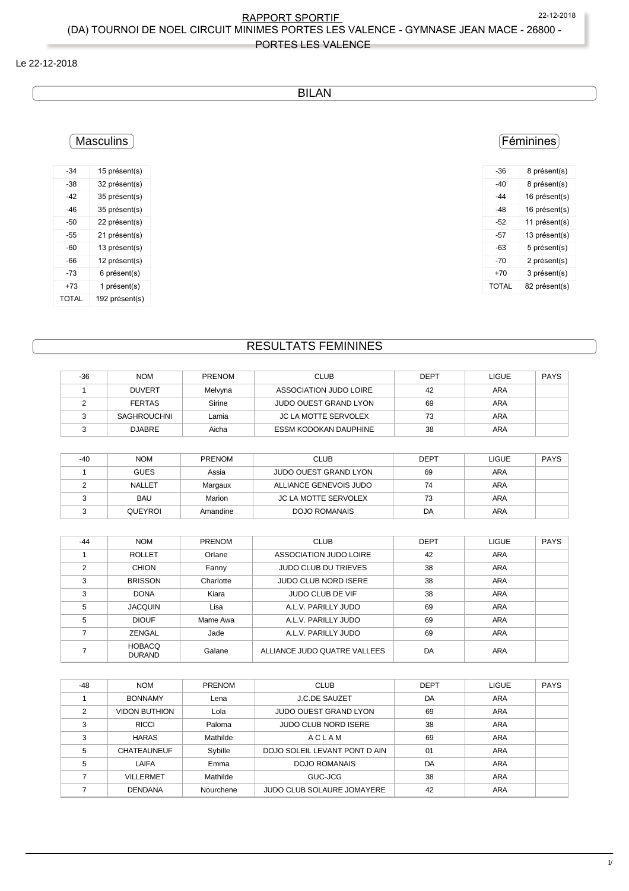RAPPORT SPORTIF

(DA) TOURNOI DE NOEL CIRCUIT MINIMES PORTES LES VALENCE - GYMNASE JEAN MACE - 26800 - PORTES LES VALENCE

Le 22-12-2018

## BILAN

### Masculins

| -34 | 15 présent(s) |
|---|---|
| -38 | 32 présent(s) |
| -42 | 35 présent(s) |
| -46 | 35 présent(s) |
| -50 | 22 présent(s) |
| -55 | 21 présent(s) |
| -60 | 13 présent(s) |
| -66 | 12 présent(s) |
| -73 | 6 présent(s) |
| +73 | 1 présent(s) |
| TOTAL | 192 présent(s) |

### Féminines

| -36 | 8 présent(s) |
|---|---|
| -40 | 8 présent(s) |
| -44 | 16 présent(s) |
| -48 | 16 présent(s) |
| -52 | 11 présent(s) |
| -57 | 13 présent(s) |
| -63 | 5 présent(s) |
| -70 | 2 présent(s) |
| +70 | 3 présent(s) |
| TOTAL | 82 présent(s) |

## RESULTATS FEMININES

| -36 | NOM | PRENOM | CLUB | DEPT | LIGUE | PAYS |
|---|---|---|---|---|---|---|
| 1 | DUVERT | Melvyna | ASSOCIATION JUDO LOIRE | 42 | ARA | |
| 2 | FERTAS | Sirine | JUDO OUEST GRAND LYON | 69 | ARA | |
| 3 | SAGHROUCHNI | Lamia | JC LA MOTTE SERVOLEX | 73 | ARA | |
| 3 | DJABRE | Aicha | ESSM KODOKAN DAUPHINE | 38 | ARA | |

| -40 | NOM | PRENOM | CLUB | DEPT | LIGUE | PAYS |
|---|---|---|---|---|---|---|
| 1 | GUES | Assia | JUDO OUEST GRAND LYON | 69 | ARA | |
| 2 | NALLET | Margaux | ALLIANCE GENEVOIS JUDO | 74 | ARA | |
| 3 | BAU | Marion | JC LA MOTTE SERVOLEX | 73 | ARA | |
| 3 | QUEYROI | Amandine | DOJO ROMANAIS | DA | ARA | |

| -44 | NOM | PRENOM | CLUB | DEPT | LIGUE | PAYS |
|---|---|---|---|---|---|---|
| 1 | ROLLET | Orlane | ASSOCIATION JUDO LOIRE | 42 | ARA | |
| 2 | CHION | Fanny | JUDO CLUB DU TRIEVES | 38 | ARA | |
| 3 | BRISSON | Charlotte | JUDO CLUB NORD ISERE | 38 | ARA | |
| 3 | DONA | Kiara | JUDO CLUB DE VIF | 38 | ARA | |
| 5 | JACQUIN | Lisa | A.L.V. PARILLY JUDO | 69 | ARA | |
| 5 | DIOUF | Mame Awa | A.L.V. PARILLY JUDO | 69 | ARA | |
| 7 | ZENGAL | Jade | A.L.V. PARILLY JUDO | 69 | ARA | |
| 7 | HOBACQ DURAND | Galane | ALLIANCE JUDO QUATRE VALLEES | DA | ARA | |

| -48 | NOM | PRENOM | CLUB | DEPT | LIGUE | PAYS |
|---|---|---|---|---|---|---|
| 1 | BONNAMY | Lena | J.C.DE SAUZET | DA | ARA | |
| 2 | VIDON BUTHION | Lola | JUDO OUEST GRAND LYON | 69 | ARA | |
| 3 | RICCI | Paloma | JUDO CLUB NORD ISERE | 38 | ARA | |
| 3 | HARAS | Mathilde | A C L A M | 69 | ARA | |
| 5 | CHATEAUNEUF | Sybille | DOJO SOLEIL LEVANT PONT D AIN | 01 | ARA | |
| 5 | LAIFA | Emma | DOJO ROMANAIS | DA | ARA | |
| 7 | VILLERMET | Mathilde | GUC-JCG | 38 | ARA | |
| 7 | DENDANA | Nourchene | JUDO CLUB SOLAURE JOMAYERE | 42 | ARA | |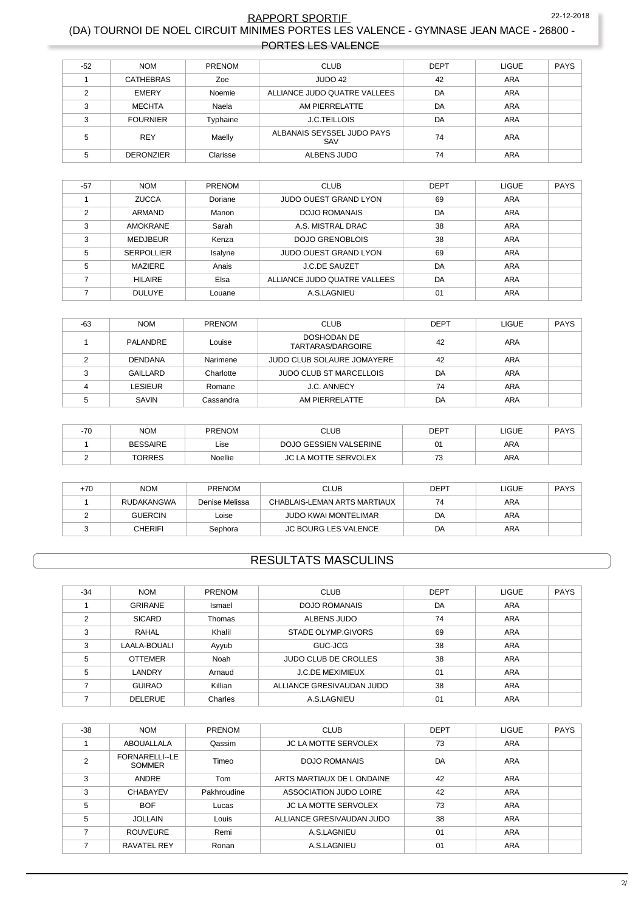| -52 | NOM | PRENOM | CLUB | DEPT | LIGUE | PAYS |
|---|---|---|---|---|---|---|
| 1 | CATHEBRAS | Zoe | JUDO 42 | 42 | ARA | |
| 2 | EMERY | Noemie | ALLIANCE JUDO QUATRE VALLEES | DA | ARA | |
| 3 | MECHTA | Naela | AM PIERRELATTE | DA | ARA | |
| 3 | FOURNIER | Typhaine | J.C.TEILLOIS | DA | ARA | |
| 5 | REY | Maelly | ALBANAIS SEYSSEL JUDO PAYS SAV | 74 | ARA | |
| 5 | DERONZIER | Clarisse | ALBENS JUDO | 74 | ARA | |

| -57 | NOM | PRENOM | CLUB | DEPT | LIGUE | PAYS |
|---|---|---|---|---|---|---|
| 1 | ZUCCA | Doriane | JUDO OUEST GRAND LYON | 69 | ARA | |
| 2 | ARMAND | Manon | DOJO ROMANAIS | DA | ARA | |
| 3 | AMOKRANE | Sarah | A.S. MISTRAL DRAC | 38 | ARA | |
| 3 | MEDJBEUR | Kenza | DOJO GRENOBLOIS | 38 | ARA | |
| 5 | SERPOLLIER | Isalyne | JUDO OUEST GRAND LYON | 69 | ARA | |
| 5 | MAZIERE | Anais | J.C.DE SAUZET | DA | ARA | |
| 7 | HILAIRE | Elsa | ALLIANCE JUDO QUATRE VALLEES | DA | ARA | |
| 7 | DULUYE | Louane | A.S.LAGNIEU | 01 | ARA | |

| -63 | NOM | PRENOM | CLUB | DEPT | LIGUE | PAYS |
|---|---|---|---|---|---|---|
| 1 | PALANDRE | Louise | DOSHODAN DE TARTARAS/DARGOIRE | 42 | ARA | |
| 2 | DENDANA | Narimene | JUDO CLUB SOLAURE JOMAYERE | 42 | ARA | |
| 3 | GAILLARD | Charlotte | JUDO CLUB ST MARCELLOIS | DA | ARA | |
| 4 | LESIEUR | Romane | J.C. ANNECY | 74 | ARA | |
| 5 | SAVIN | Cassandra | AM PIERRELATTE | DA | ARA | |

| -70 | NOM | PRENOM | CLUB | DEPT | LIGUE | PAYS |
|---|---|---|---|---|---|---|
| 1 | BESSAIRE | Lise | DOJO GESSIEN VALSERINE | 01 | ARA | |
| 2 | TORRES | Noellie | JC LA MOTTE SERVOLEX | 73 | ARA | |

| +70 | NOM | PRENOM | CLUB | DEPT | LIGUE | PAYS |
|---|---|---|---|---|---|---|
| 1 | RUDAKANGWA | Denise Melissa | CHABLAIS-LEMAN ARTS MARTIAUX | 74 | ARA | |
| 2 | GUERCIN | Loise | JUDO KWAI MONTELIMAR | DA | ARA | |
| 3 | CHERIFI | Sephora | JC BOURG LES VALENCE | DA | ARA | |

## RESULTATS MASCULINS

| -34 | NOM | PRENOM | CLUB | DEPT | LIGUE | PAYS |
|---|---|---|---|---|---|---|
| 1 | GRIRANE | Ismael | DOJO ROMANAIS | DA | ARA | |
| 2 | SICARD | Thomas | ALBENS JUDO | 74 | ARA | |
| 3 | RAHAL | Khalil | STADE OLYMP.GIVORS | 69 | ARA | |
| 3 | LAALA-BOUALI | Ayyub | GUC-JCG | 38 | ARA | |
| 5 | OTTEMER | Noah | JUDO CLUB DE CROLLES | 38 | ARA | |
| 5 | LANDRY | Arnaud | J.C.DE MEXIMIEUX | 01 | ARA | |
| 7 | GUIRAO | Killian | ALLIANCE GRESIVAUDAN JUDO | 38 | ARA | |
| 7 | DELERUE | Charles | A.S.LAGNIEU | 01 | ARA | |

| -38 | NOM | PRENOM | CLUB | DEPT | LIGUE | PAYS |
|---|---|---|---|---|---|---|
| 1 | ABOUALLALA | Qassim | JC LA MOTTE SERVOLEX | 73 | ARA | |
| 2 | FORNARELLI--LE SOMMER | Timeo | DOJO ROMANAIS | DA | ARA | |
| 3 | ANDRE | Tom | ARTS MARTIAUX DE L ONDAINE | 42 | ARA | |
| 3 | CHABAYEV | Pakhroudine | ASSOCIATION JUDO LOIRE | 42 | ARA | |
| 5 | BOF | Lucas | JC LA MOTTE SERVOLEX | 73 | ARA | |
| 5 | JOLLAIN | Louis | ALLIANCE GRESIVAUDAN JUDO | 38 | ARA | |
| 7 | ROUVEURE | Remi | A.S.LAGNIEU | 01 | ARA | |
| 7 | RAVATEL REY | Ronan | A.S.LAGNIEU | 01 | ARA | |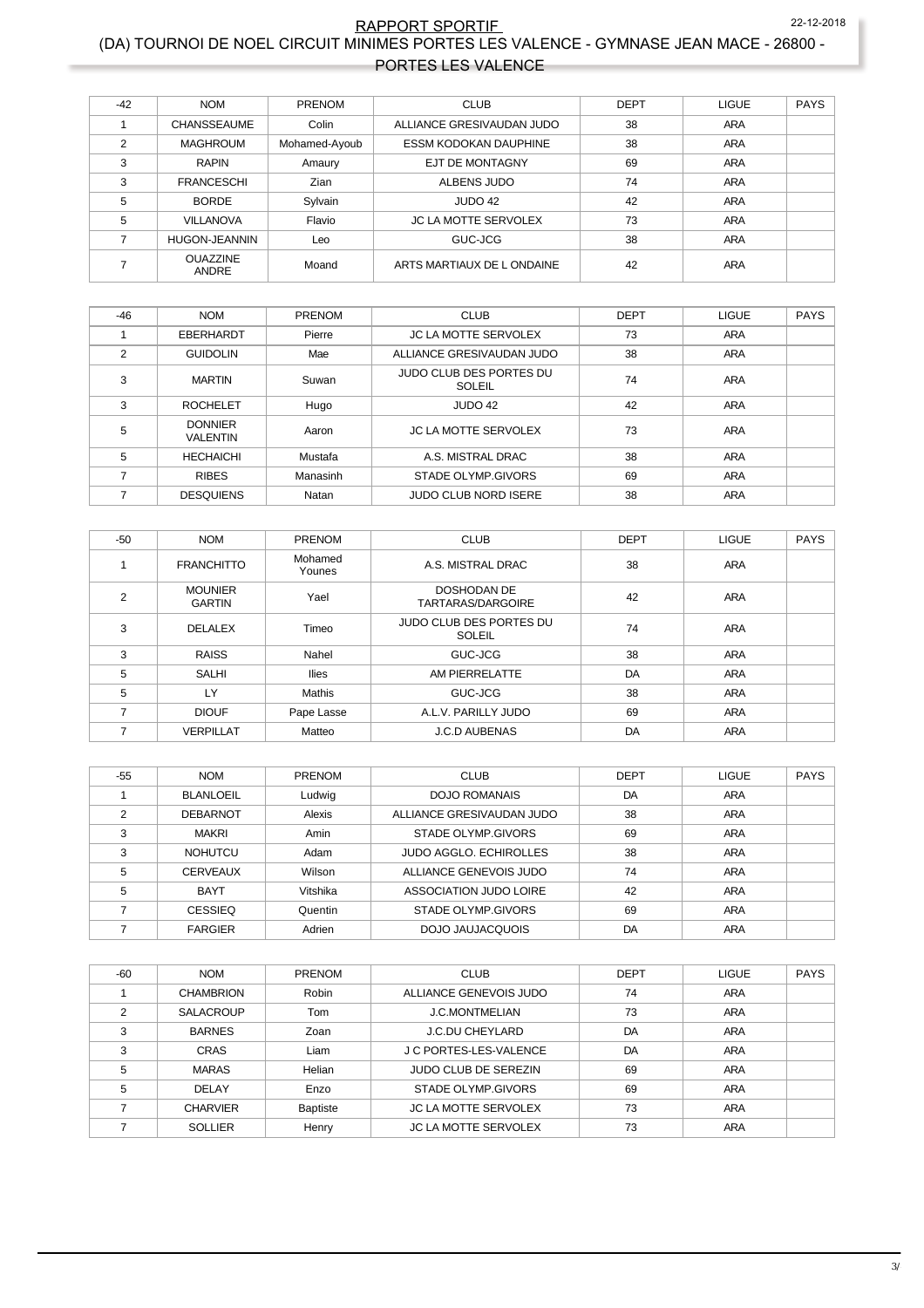# RAPPORT SPORTIF

## (DA) TOURNOI DE NOEL CIRCUIT MINIMES PORTES LES VALENCE - GYMNASE JEAN MACE - 26800 - PORTES LES VALENCE

22-12-2018

| -42 | NOM | PRENOM | CLUB | DEPT | LIGUE | PAYS |
|---|---|---|---|---|---|---|
| 1 | CHANSSEAUME | Colin | ALLIANCE GRESIVAUDAN JUDO | 38 | ARA | |
| 2 | MAGHROUM | Mohamed-Ayoub | ESSM KODOKAN DAUPHINE | 38 | ARA | |
| 3 | RAPIN | Amaury | EJT DE MONTAGNY | 69 | ARA | |
| 3 | FRANCESCHI | Zian | ALBENS JUDO | 74 | ARA | |
| 5 | BORDE | Sylvain | JUDO 42 | 42 | ARA | |
| 5 | VILLANOVA | Flavio | JC LA MOTTE SERVOLEX | 73 | ARA | |
| 7 | HUGON-JEANNIN | Leo | GUC-JCG | 38 | ARA | |
| 7 | OUAZZINE ANDRE | Moand | ARTS MARTIAUX DE L ONDAINE | 42 | ARA | |

| -46 | NOM | PRENOM | CLUB | DEPT | LIGUE | PAYS |
|---|---|---|---|---|---|---|
| 1 | EBERHARDT | Pierre | JC LA MOTTE SERVOLEX | 73 | ARA | |
| 2 | GUIDOLIN | Mae | ALLIANCE GRESIVAUDAN JUDO | 38 | ARA | |
| 3 | MARTIN | Suwan | JUDO CLUB DES PORTES DU SOLEIL | 74 | ARA | |
| 3 | ROCHELET | Hugo | JUDO 42 | 42 | ARA | |
| 5 | DONNIER VALENTIN | Aaron | JC LA MOTTE SERVOLEX | 73 | ARA | |
| 5 | HECHAICHI | Mustafa | A.S. MISTRAL DRAC | 38 | ARA | |
| 7 | RIBES | Manasinh | STADE OLYMP.GIVORS | 69 | ARA | |
| 7 | DESQUIENS | Natan | JUDO CLUB NORD ISERE | 38 | ARA | |

| -50 | NOM | PRENOM | CLUB | DEPT | LIGUE | PAYS |
|---|---|---|---|---|---|---|
| 1 | FRANCHITTO | Mohamed Younes | A.S. MISTRAL DRAC | 38 | ARA | |
| 2 | MOUNIER GARTIN | Yael | DOSHODAN DE TARTARAS/DARGOIRE | 42 | ARA | |
| 3 | DELALEX | Timeo | JUDO CLUB DES PORTES DU SOLEIL | 74 | ARA | |
| 3 | RAISS | Nahel | GUC-JCG | 38 | ARA | |
| 5 | SALHI | Ilies | AM PIERRELATTE | DA | ARA | |
| 5 | LY | Mathis | GUC-JCG | 38 | ARA | |
| 7 | DIOUF | Pape Lasse | A.L.V. PARILLY JUDO | 69 | ARA | |
| 7 | VERPILLAT | Matteo | J.C.D AUBENAS | DA | ARA | |

| -55 | NOM | PRENOM | CLUB | DEPT | LIGUE | PAYS |
|---|---|---|---|---|---|---|
| 1 | BLANLOEIL | Ludwig | DOJO ROMANAIS | DA | ARA | |
| 2 | DEBARNOT | Alexis | ALLIANCE GRESIVAUDAN JUDO | 38 | ARA | |
| 3 | MAKRI | Amin | STADE OLYMP.GIVORS | 69 | ARA | |
| 3 | NOHUTCU | Adam | JUDO AGGLO. ECHIROLLES | 38 | ARA | |
| 5 | CERVEAUX | Wilson | ALLIANCE GENEVOIS JUDO | 74 | ARA | |
| 5 | BAYT | Vitshika | ASSOCIATION JUDO LOIRE | 42 | ARA | |
| 7 | CESSIEQ | Quentin | STADE OLYMP.GIVORS | 69 | ARA | |
| 7 | FARGIER | Adrien | DOJO JAUJACQUOIS | DA | ARA | |

| -60 | NOM | PRENOM | CLUB | DEPT | LIGUE | PAYS |
|---|---|---|---|---|---|---|
| 1 | CHAMBRION | Robin | ALLIANCE GENEVOIS JUDO | 74 | ARA | |
| 2 | SALACROUP | Tom | J.C.MONTMELIAN | 73 | ARA | |
| 3 | BARNES | Zoan | J.C.DU CHEYLARD | DA | ARA | |
| 3 | CRAS | Liam | J C PORTES-LES-VALENCE | DA | ARA | |
| 5 | MARAS | Helian | JUDO CLUB DE SEREZIN | 69 | ARA | |
| 5 | DELAY | Enzo | STADE OLYMP.GIVORS | 69 | ARA | |
| 7 | CHARVIER | Baptiste | JC LA MOTTE SERVOLEX | 73 | ARA | |
| 7 | SOLLIER | Henry | JC LA MOTTE SERVOLEX | 73 | ARA | |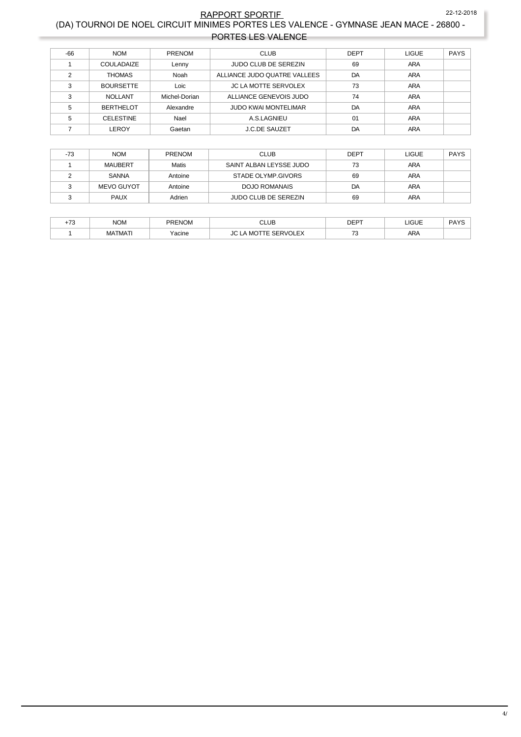# RAPPORT SPORTIF

## (DA) TOURNOI DE NOEL CIRCUIT MINIMES PORTES LES VALENCE - GYMNASE JEAN MACE - 26800 - PORTES LES VALENCE

22-12-2018

| -66 | NOM | PRENOM | CLUB | DEPT | LIGUE | PAYS |
|---|---|---|---|---|---|---|
| 1 | COULADAIZE | Lenny | JUDO CLUB DE SEREZIN | 69 | ARA | |
| 2 | THOMAS | Noah | ALLIANCE JUDO QUATRE VALLEES | DA | ARA | |
| 3 | BOURSETTE | Loic | JC LA MOTTE SERVOLEX | 73 | ARA | |
| 3 | NOLLANT | Michel-Dorian | ALLIANCE GENEVOIS JUDO | 74 | ARA | |
| 5 | BERTHELOT | Alexandre | JUDO KWAI MONTELIMAR | DA | ARA | |
| 5 | CELESTINE | Nael | A.S.LAGNIEU | 01 | ARA | |
| 7 | LEROY | Gaetan | J.C.DE SAUZET | DA | ARA | |

| -73 | NOM | PRENOM | CLUB | DEPT | LIGUE | PAYS |
|---|---|---|---|---|---|---|
| 1 | MAUBERT | Matis | SAINT ALBAN LEYSSE JUDO | 73 | ARA | |
| 2 | SANNA | Antoine | STADE OLYMP.GIVORS | 69 | ARA | |
| 3 | MEVO GUYOT | Antoine | DOJO ROMANAIS | DA | ARA | |
| 3 | PAUX | Adrien | JUDO CLUB DE SEREZIN | 69 | ARA | |

| +73 | NOM | PRENOM | CLUB | DEPT | LIGUE | PAYS |
|---|---|---|---|---|---|---|
| 1 | MATMATI | Yacine | JC LA MOTTE SERVOLEX | 73 | ARA | |